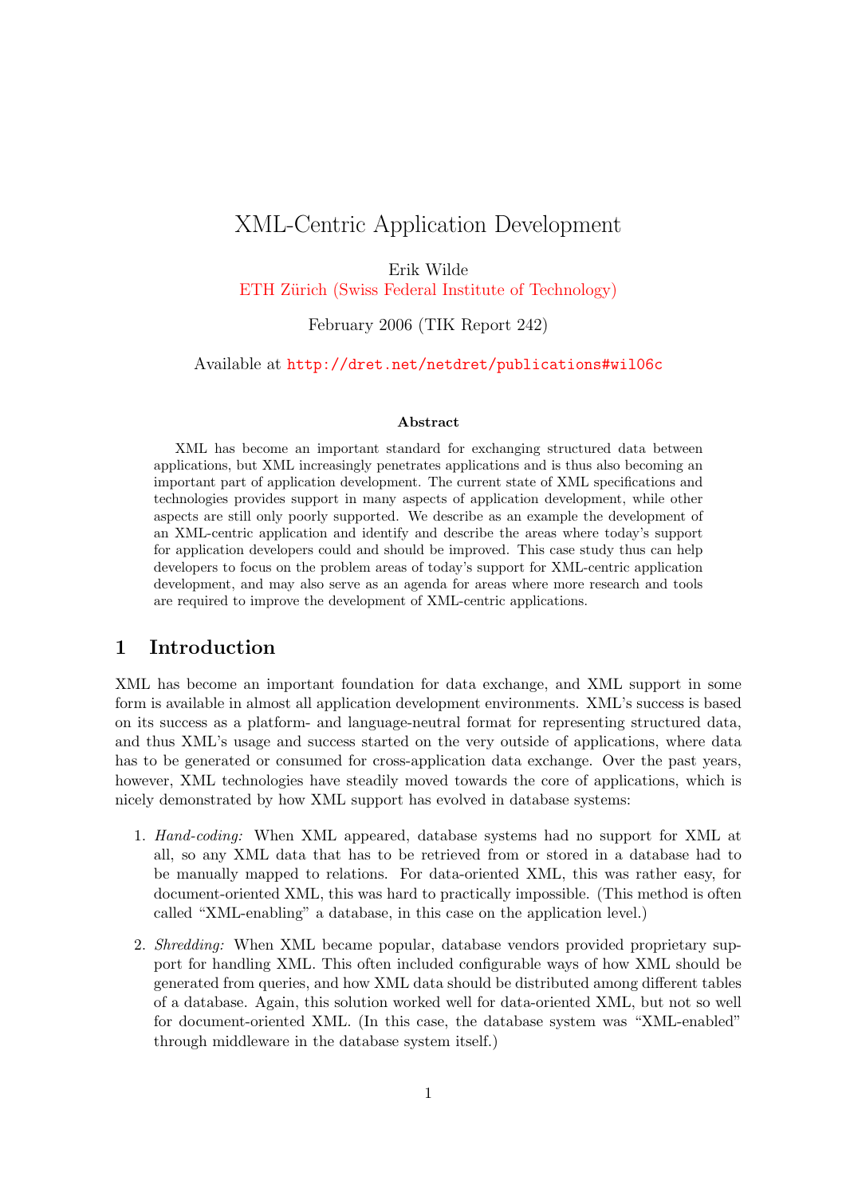# XML-Centric Application Development

Erik Wilde

ETH Zürich (Swiss Federal Institute of Technology)

February 2006 (TIK Report 242)

Available at http://dret.net/netdret/publications#wil06c

### Abstract

XML has become an important standard for exchanging structured data between applications, but XML increasingly penetrates applications and is thus also becoming an important part of application development. The current state of XML specifications and technologies provides support in many aspects of application development, while other aspects are still only poorly supported. We describe as an example the development of an XML-centric application and identify and describe the areas where today's support for application developers could and should be improved. This case study thus can help developers to focus on the problem areas of today's support for XML-centric application development, and may also serve as an agenda for areas where more research and tools are required to improve the development of XML-centric applications.

## 1 Introduction

XML has become an important foundation for data exchange, and XML support in some form is available in almost all application development environments. XML's success is based on its success as a platform- and language-neutral format for representing structured data, and thus XML's usage and success started on the very outside of applications, where data has to be generated or consumed for cross-application data exchange. Over the past years, however, XML technologies have steadily moved towards the core of applications, which is nicely demonstrated by how XML support has evolved in database systems:

1. *Hand-coding:* When XML appeared, database systems had no support for XML at all, so any XML data that has to be retrieved from or stored in a database had to be manually mapped to relations. For data-oriented XML, this was rather easy, for document-oriented XML, this was hard to practically impossible. (This method is often called "XML-enabling" a database, in this case on the application level.)

2. *Shredding:* When XML became popular, database vendors provided proprietary support for handling XML. This often included configurable ways of how XML should be generated from queries, and how XML data should be distributed among different tables of a database. Again, this solution worked well for data-oriented XML, but not so well for document-oriented XML. (In this case, the database system was "XML-enabled" through middleware in the database system itself.)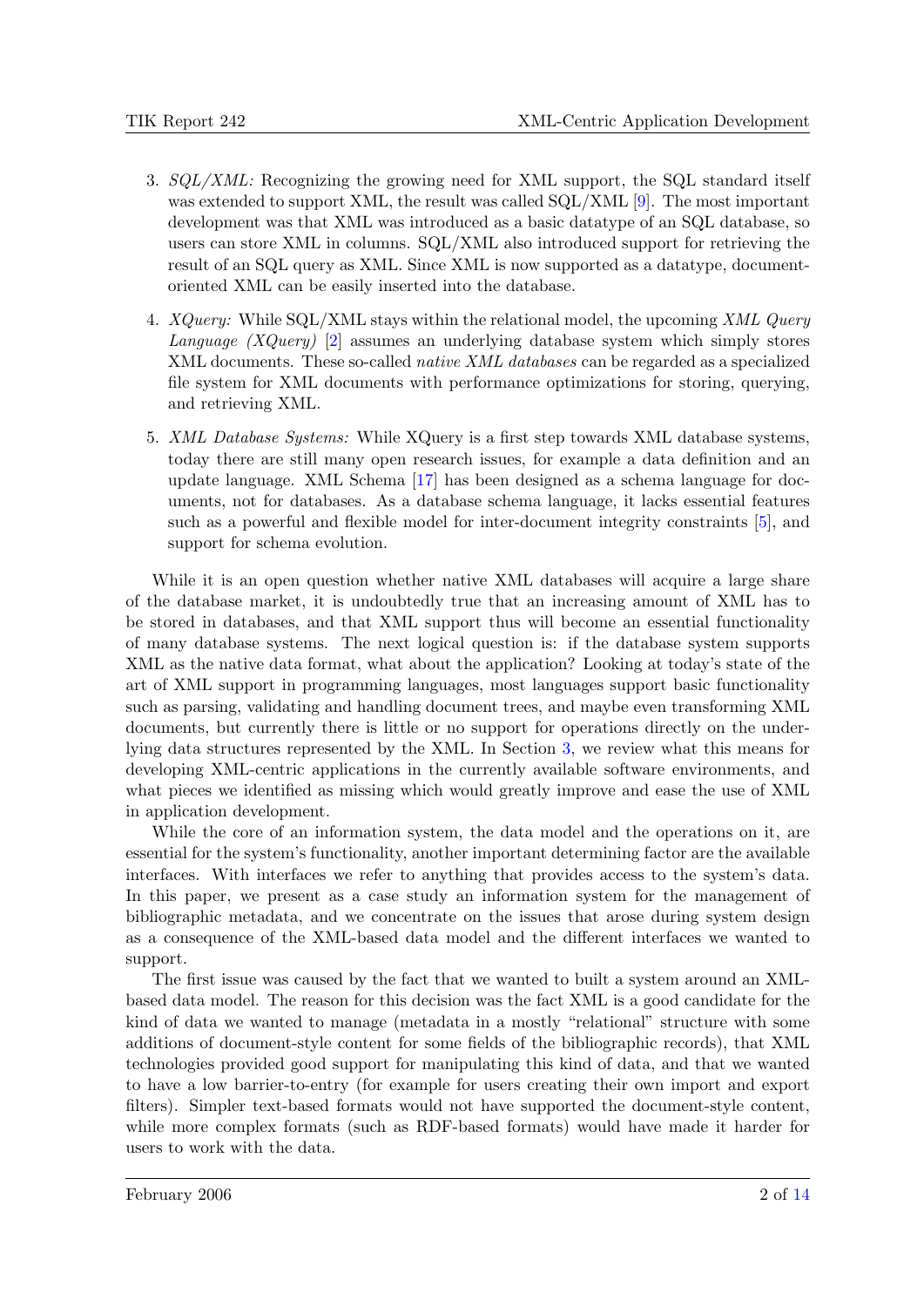3. *SQL/XML:* Recognizing the growing need for XML support, the SQL standard itself was extended to support XML, the result was called SQL/XML [9]. The most important development was that XML was introduced as a basic datatype of an SQL database, so users can store XML in columns. SQL/XML also introduced support for retrieving the result of an SQL query as XML. Since XML is now supported as a datatype, document-oriented XML can be easily inserted into the database.

4. *XQuery:* While SQL/XML stays within the relational model, the upcoming *XML Query Language (XQuery)* [2] assumes an underlying database system which simply stores XML documents. These so-called *native XML databases* can be regarded as a specialized file system for XML documents with performance optimizations for storing, querying, and retrieving XML.

5. *XML Database Systems:* While XQuery is a first step towards XML database systems, today there are still many open research issues, for example a data definition and an update language. XML Schema [17] has been designed as a schema language for documents, not for databases. As a database schema language, it lacks essential features such as a powerful and flexible model for inter-document integrity constraints [5], and support for schema evolution.

While it is an open question whether native XML databases will acquire a large share of the database market, it is undoubtedly true that an increasing amount of XML has to be stored in databases, and that XML support thus will become an essential functionality of many database systems. The next logical question is: if the database system supports XML as the native data format, what about the application? Looking at today's state of the art of XML support in programming languages, most languages support basic functionality such as parsing, validating and handling document trees, and maybe even transforming XML documents, but currently there is little or no support for operations directly on the underlying data structures represented by the XML. In Section 3, we review what this means for developing XML-centric applications in the currently available software environments, and what pieces we identified as missing which would greatly improve and ease the use of XML in application development.

While the core of an information system, the data model and the operations on it, are essential for the system's functionality, another important determining factor are the available interfaces. With interfaces we refer to anything that provides access to the system's data. In this paper, we present as a case study an information system for the management of bibliographic metadata, and we concentrate on the issues that arose during system design as a consequence of the XML-based data model and the different interfaces we wanted to support.

The first issue was caused by the fact that we wanted to built a system around an XML-based data model. The reason for this decision was the fact XML is a good candidate for the kind of data we wanted to manage (metadata in a mostly "relational" structure with some additions of document-style content for some fields of the bibliographic records), that XML technologies provided good support for manipulating this kind of data, and that we wanted to have a low barrier-to-entry (for example for users creating their own import and export filters). Simpler text-based formats would not have supported the document-style content, while more complex formats (such as RDF-based formats) would have made it harder for users to work with the data.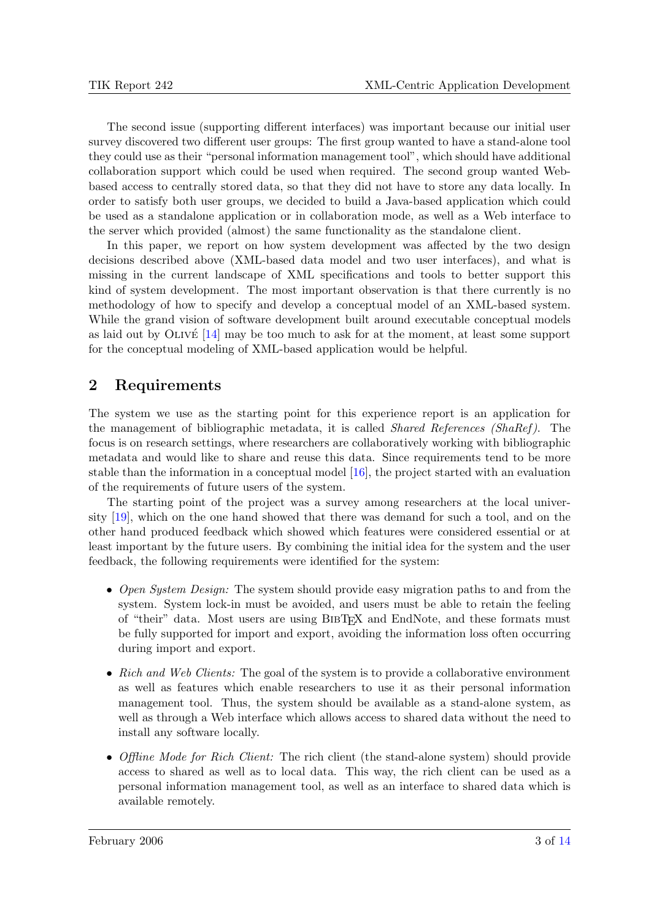The second issue (supporting different interfaces) was important because our initial user survey discovered two different user groups: The first group wanted to have a stand-alone tool they could use as their "personal information management tool", which should have additional collaboration support which could be used when required. The second group wanted Web-based access to centrally stored data, so that they did not have to store any data locally. In order to satisfy both user groups, we decided to build a Java-based application which could be used as a standalone application or in collaboration mode, as well as a Web interface to the server which provided (almost) the same functionality as the standalone client.

In this paper, we report on how system development was affected by the two design decisions described above (XML-based data model and two user interfaces), and what is missing in the current landscape of XML specifications and tools to better support this kind of system development. The most important observation is that there currently is no methodology of how to specify and develop a conceptual model of an XML-based system. While the grand vision of software development built around executable conceptual models as laid out by Olivé [14] may be too much to ask for at the moment, at least some support for the conceptual modeling of XML-based application would be helpful.

## 2 Requirements

The system we use as the starting point for this experience report is an application for the management of bibliographic metadata, it is called *Shared References (ShaRef)*. The focus is on research settings, where researchers are collaboratively working with bibliographic metadata and would like to share and reuse this data. Since requirements tend to be more stable than the information in a conceptual model [16], the project started with an evaluation of the requirements of future users of the system.

The starting point of the project was a survey among researchers at the local university [19], which on the one hand showed that there was demand for such a tool, and on the other hand produced feedback which showed which features were considered essential or at least important by the future users. By combining the initial idea for the system and the user feedback, the following requirements were identified for the system:

- *Open System Design:* The system should provide easy migration paths to and from the system. System lock-in must be avoided, and users must be able to retain the feeling of "their" data. Most users are using BibTeX and EndNote, and these formats must be fully supported for import and export, avoiding the information loss often occurring during import and export.
- *Rich and Web Clients:* The goal of the system is to provide a collaborative environment as well as features which enable researchers to use it as their personal information management tool. Thus, the system should be available as a stand-alone system, as well as through a Web interface which allows access to shared data without the need to install any software locally.
- *Offline Mode for Rich Client:* The rich client (the stand-alone system) should provide access to shared as well as to local data. This way, the rich client can be used as a personal information management tool, as well as an interface to shared data which is available remotely.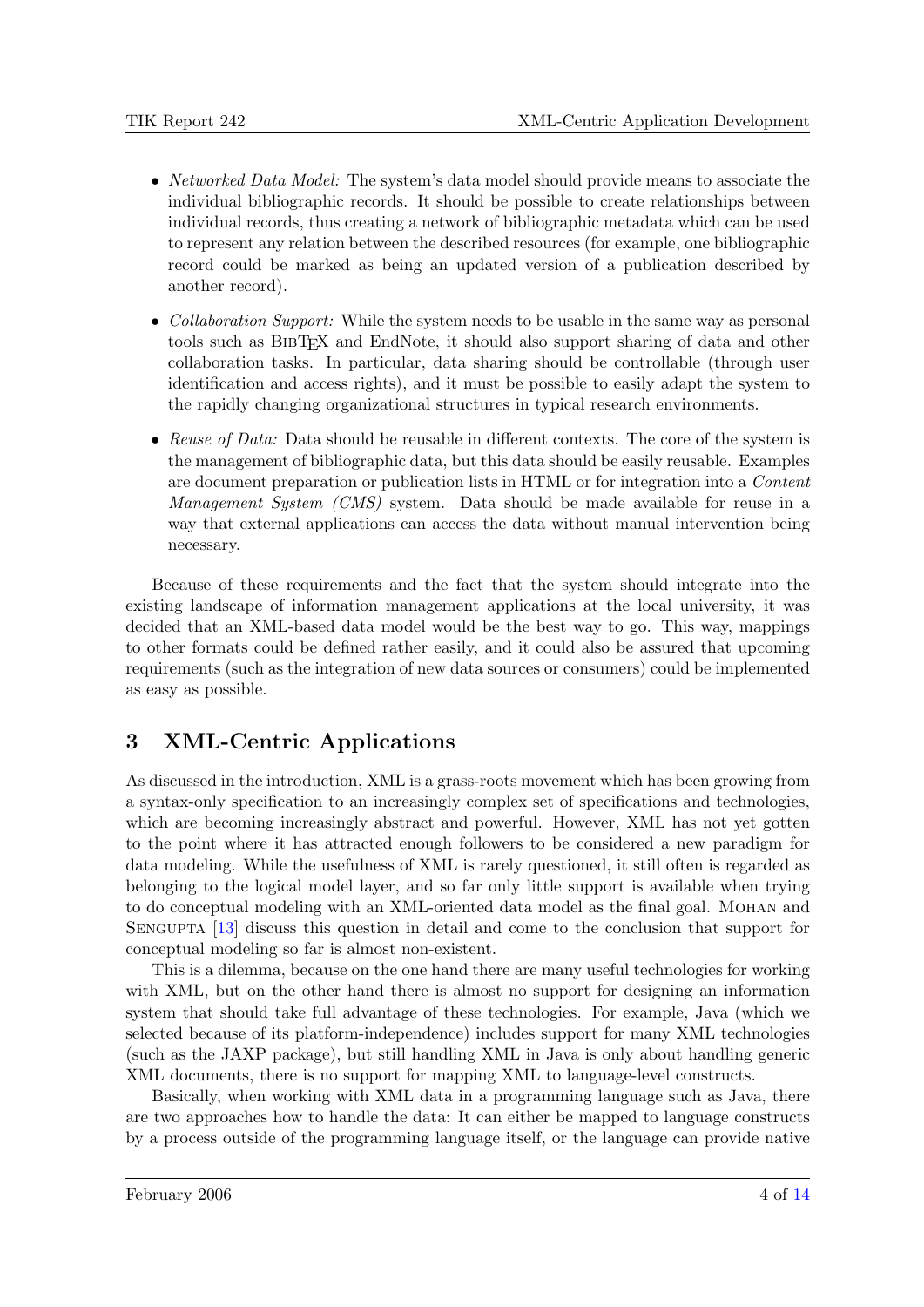- *Networked Data Model:* The system's data model should provide means to associate the individual bibliographic records. It should be possible to create relationships between individual records, thus creating a network of bibliographic metadata which can be used to represent any relation between the described resources (for example, one bibliographic record could be marked as being an updated version of a publication described by another record).
- *Collaboration Support:* While the system needs to be usable in the same way as personal tools such as BibTeX and EndNote, it should also support sharing of data and other collaboration tasks. In particular, data sharing should be controllable (through user identification and access rights), and it must be possible to easily adapt the system to the rapidly changing organizational structures in typical research environments.
- *Reuse of Data:* Data should be reusable in different contexts. The core of the system is the management of bibliographic data, but this data should be easily reusable. Examples are document preparation or publication lists in HTML or for integration into a *Content Management System (CMS)* system. Data should be made available for reuse in a way that external applications can access the data without manual intervention being necessary.

Because of these requirements and the fact that the system should integrate into the existing landscape of information management applications at the local university, it was decided that an XML-based data model would be the best way to go. This way, mappings to other formats could be defined rather easily, and it could also be assured that upcoming requirements (such as the integration of new data sources or consumers) could be implemented as easy as possible.

## 3 XML-Centric Applications

As discussed in the introduction, XML is a grass-roots movement which has been growing from a syntax-only specification to an increasingly complex set of specifications and technologies, which are becoming increasingly abstract and powerful. However, XML has not yet gotten to the point where it has attracted enough followers to be considered a new paradigm for data modeling. While the usefulness of XML is rarely questioned, it still often is regarded as belonging to the logical model layer, and so far only little support is available when trying to do conceptual modeling with an XML-oriented data model as the final goal. Mohan and Sengupta [13] discuss this question in detail and come to the conclusion that support for conceptual modeling so far is almost non-existent.

This is a dilemma, because on the one hand there are many useful technologies for working with XML, but on the other hand there is almost no support for designing an information system that should take full advantage of these technologies. For example, Java (which we selected because of its platform-independence) includes support for many XML technologies (such as the JAXP package), but still handling XML in Java is only about handling generic XML documents, there is no support for mapping XML to language-level constructs.

Basically, when working with XML data in a programming language such as Java, there are two approaches how to handle the data: It can either be mapped to language constructs by a process outside of the programming language itself, or the language can provide native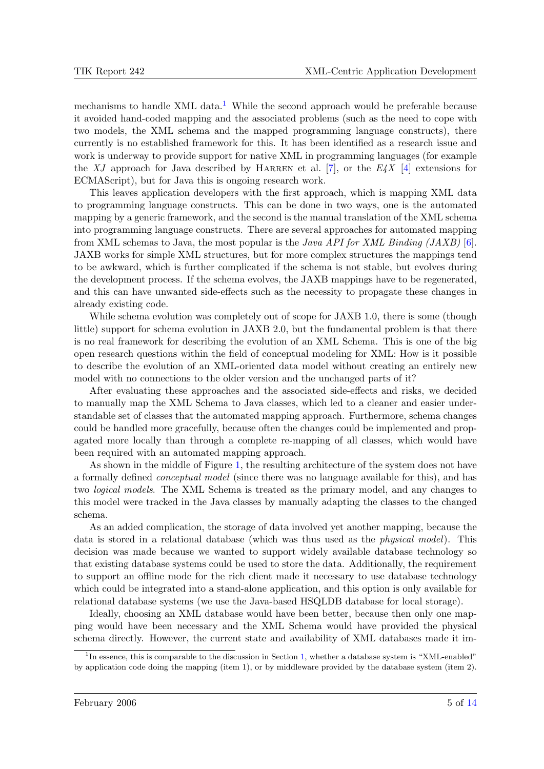mechanisms to handle XML data.[1] While the second approach would be preferable because it avoided hand-coded mapping and the associated problems (such as the need to cope with two models, the XML schema and the mapped programming language constructs), there currently is no established framework for this. It has been identified as a research issue and work is underway to provide support for native XML in programming languages (for example the *XJ* approach for Java described by Harren et al. [7], or the *E4X* [4] extensions for ECMAScript), but for Java this is ongoing research work.

This leaves application developers with the first approach, which is mapping XML data to programming language constructs. This can be done in two ways, one is the automated mapping by a generic framework, and the second is the manual translation of the XML schema into programming language constructs. There are several approaches for automated mapping from XML schemas to Java, the most popular is the *Java API for XML Binding (JAXB)* [6]. JAXB works for simple XML structures, but for more complex structures the mappings tend to be awkward, which is further complicated if the schema is not stable, but evolves during the development process. If the schema evolves, the JAXB mappings have to be regenerated, and this can have unwanted side-effects such as the necessity to propagate these changes in already existing code.

While schema evolution was completely out of scope for JAXB 1.0, there is some (though little) support for schema evolution in JAXB 2.0, but the fundamental problem is that there is no real framework for describing the evolution of an XML Schema. This is one of the big open research questions within the field of conceptual modeling for XML: How is it possible to describe the evolution of an XML-oriented data model without creating an entirely new model with no connections to the older version and the unchanged parts of it?

After evaluating these approaches and the associated side-effects and risks, we decided to manually map the XML Schema to Java classes, which led to a cleaner and easier understandable set of classes that the automated mapping approach. Furthermore, schema changes could be handled more gracefully, because often the changes could be implemented and propagated more locally than through a complete re-mapping of all classes, which would have been required with an automated mapping approach.

As shown in the middle of Figure 1, the resulting architecture of the system does not have a formally defined *conceptual model* (since there was no language available for this), and has two *logical models*. The XML Schema is treated as the primary model, and any changes to this model were tracked in the Java classes by manually adapting the classes to the changed schema.

As an added complication, the storage of data involved yet another mapping, because the data is stored in a relational database (which was thus used as the *physical model*). This decision was made because we wanted to support widely available database technology so that existing database systems could be used to store the data. Additionally, the requirement to support an offline mode for the rich client made it necessary to use database technology which could be integrated into a stand-alone application, and this option is only available for relational database systems (we use the Java-based HSQLDB database for local storage).

Ideally, choosing an XML database would have been better, because then only one mapping would have been necessary and the XML Schema would have provided the physical schema directly. However, the current state and availability of XML databases made it im-

[1] In essence, this is comparable to the discussion in Section 1, whether a database system is "XML-enabled" by application code doing the mapping (item 1), or by middleware provided by the database system (item 2).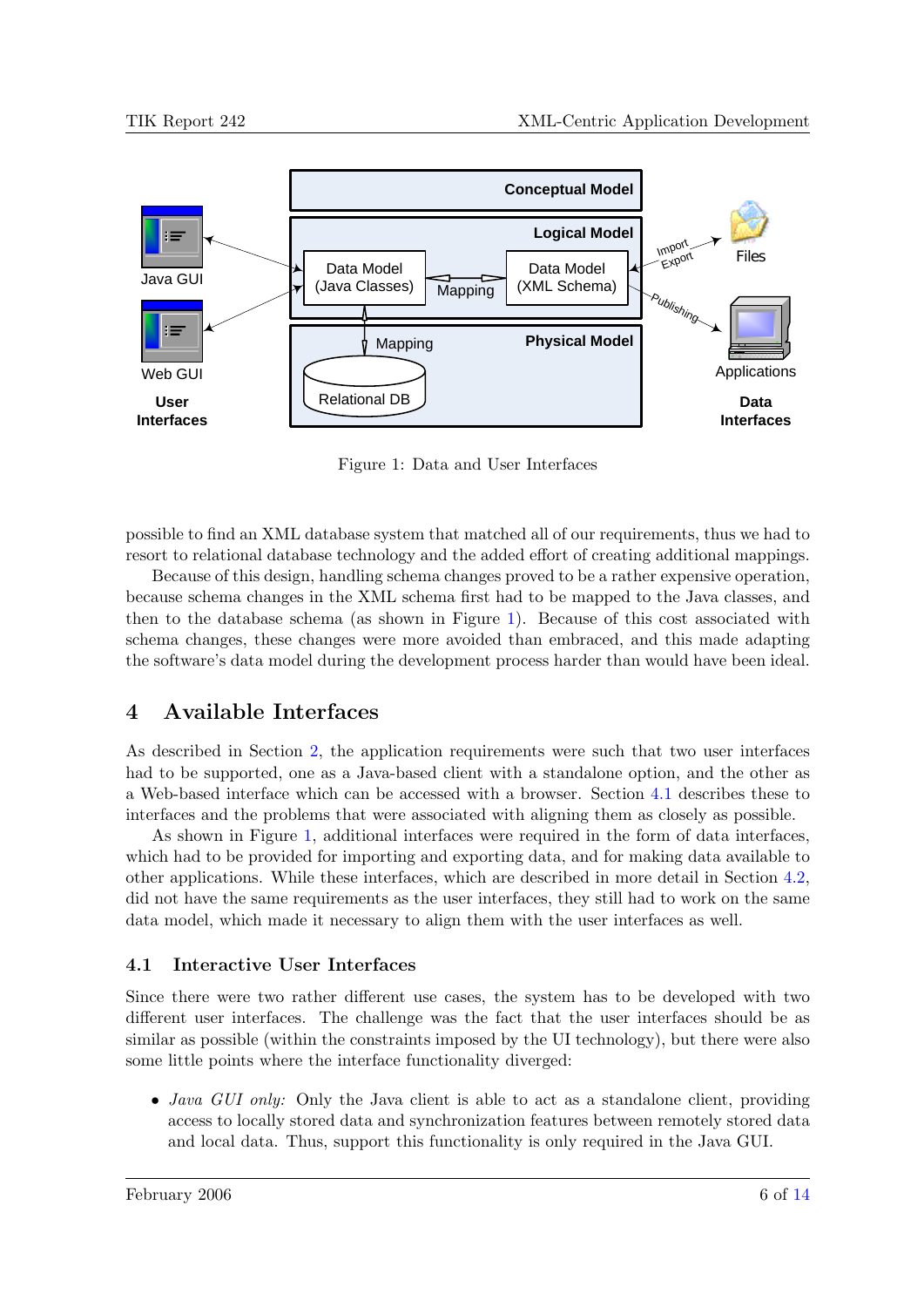Figure 1: Data and User Interfaces

possible to find an XML database system that matched all of our requirements, thus we had to resort to relational database technology and the added effort of creating additional mappings.

Because of this design, handling schema changes proved to be a rather expensive operation, because schema changes in the XML schema first had to be mapped to the Java classes, and then to the database schema (as shown in Figure 1). Because of this cost associated with schema changes, these changes were more avoided than embraced, and this made adapting the software's data model during the development process harder than would have been ideal.

## 4 Available Interfaces

As described in Section 2, the application requirements were such that two user interfaces had to be supported, one as a Java-based client with a standalone option, and the other as a Web-based interface which can be accessed with a browser. Section 4.1 describes these to interfaces and the problems that were associated with aligning them as closely as possible.

As shown in Figure 1, additional interfaces were required in the form of data interfaces, which had to be provided for importing and exporting data, and for making data available to other applications. While these interfaces, which are described in more detail in Section 4.2, did not have the same requirements as the user interfaces, they still had to work on the same data model, which made it necessary to align them with the user interfaces as well.

### 4.1 Interactive User Interfaces

Since there were two rather different use cases, the system has to be developed with two different user interfaces. The challenge was the fact that the user interfaces should be as similar as possible (within the constraints imposed by the UI technology), but there were also some little points where the interface functionality diverged:

- *Java GUI only:* Only the Java client is able to act as a standalone client, providing access to locally stored data and synchronization features between remotely stored data and local data. Thus, support this functionality is only required in the Java GUI.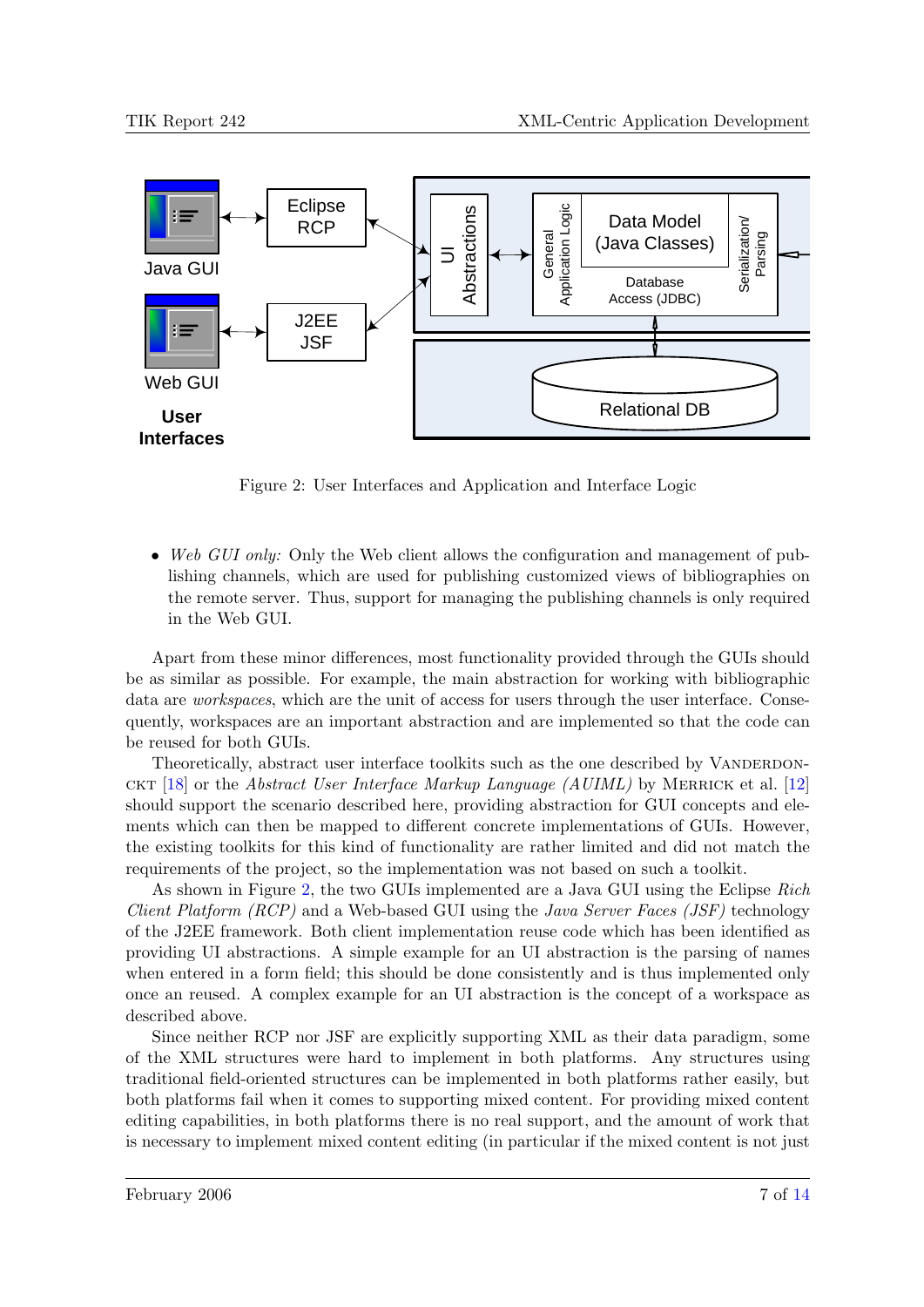Figure 2: User Interfaces and Application and Interface Logic

- *Web GUI only:* Only the Web client allows the configuration and management of publishing channels, which are used for publishing customized views of bibliographies on the remote server. Thus, support for managing the publishing channels is only required in the Web GUI.

Apart from these minor differences, most functionality provided through the GUIs should be as similar as possible. For example, the main abstraction for working with bibliographic data are *workspaces*, which are the unit of access for users through the user interface. Consequently, workspaces are an important abstraction and are implemented so that the code can be reused for both GUIs.

Theoretically, abstract user interface toolkits such as the one described by VANDERDONCKT [18] or the *Abstract User Interface Markup Language (AUIML)* by MERRICK et al. [12] should support the scenario described here, providing abstraction for GUI concepts and elements which can then be mapped to different concrete implementations of GUIs. However, the existing toolkits for this kind of functionality are rather limited and did not match the requirements of the project, so the implementation was not based on such a toolkit.

As shown in Figure 2, the two GUIs implemented are a Java GUI using the Eclipse *Rich Client Platform (RCP)* and a Web-based GUI using the *Java Server Faces (JSF)* technology of the J2EE framework. Both client implementation reuse code which has been identified as providing UI abstractions. A simple example for an UI abstraction is the parsing of names when entered in a form field; this should be done consistently and is thus implemented only once an reused. A complex example for an UI abstraction is the concept of a workspace as described above.

Since neither RCP nor JSF are explicitly supporting XML as their data paradigm, some of the XML structures were hard to implement in both platforms. Any structures using traditional field-oriented structures can be implemented in both platforms rather easily, but both platforms fail when it comes to supporting mixed content. For providing mixed content editing capabilities, in both platforms there is no real support, and the amount of work that is necessary to implement mixed content editing (in particular if the mixed content is not just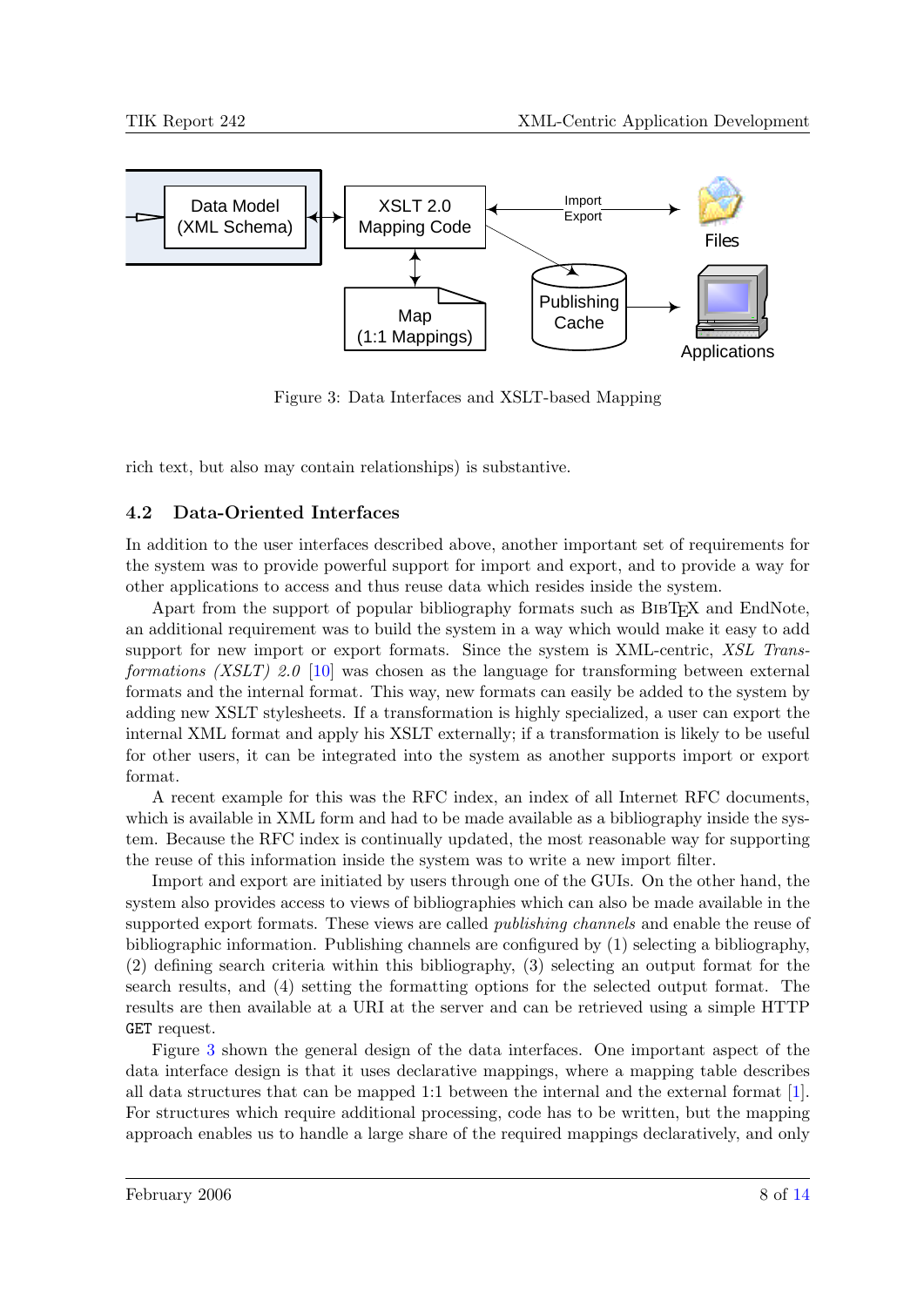Figure 3: Data Interfaces and XSLT-based Mapping

rich text, but also may contain relationships) is substantive.

### 4.2 Data-Oriented Interfaces

In addition to the user interfaces described above, another important set of requirements for the system was to provide powerful support for import and export, and to provide a way for other applications to access and thus reuse data which resides inside the system.

Apart from the support of popular bibliography formats such as BIBTEX and EndNote, an additional requirement was to build the system in a way which would make it easy to add support for new import or export formats. Since the system is XML-centric, *XSL Transformations (XSLT) 2.0* [10] was chosen as the language for transforming between external formats and the internal format. This way, new formats can easily be added to the system by adding new XSLT stylesheets. If a transformation is highly specialized, a user can export the internal XML format and apply his XSLT externally; if a transformation is likely to be useful for other users, it can be integrated into the system as another supports import or export format.

A recent example for this was the RFC index, an index of all Internet RFC documents, which is available in XML form and had to be made available as a bibliography inside the system. Because the RFC index is continually updated, the most reasonable way for supporting the reuse of this information inside the system was to write a new import filter.

Import and export are initiated by users through one of the GUIs. On the other hand, the system also provides access to views of bibliographies which can also be made available in the supported export formats. These views are called *publishing channels* and enable the reuse of bibliographic information. Publishing channels are configured by (1) selecting a bibliography, (2) defining search criteria within this bibliography, (3) selecting an output format for the search results, and (4) setting the formatting options for the selected output format. The results are then available at a URI at the server and can be retrieved using a simple HTTP `GET` request.

Figure 3 shown the general design of the data interfaces. One important aspect of the data interface design is that it uses declarative mappings, where a mapping table describes all data structures that can be mapped 1:1 between the internal and the external format [1]. For structures which require additional processing, code has to be written, but the mapping approach enables us to handle a large share of the required mappings declaratively, and only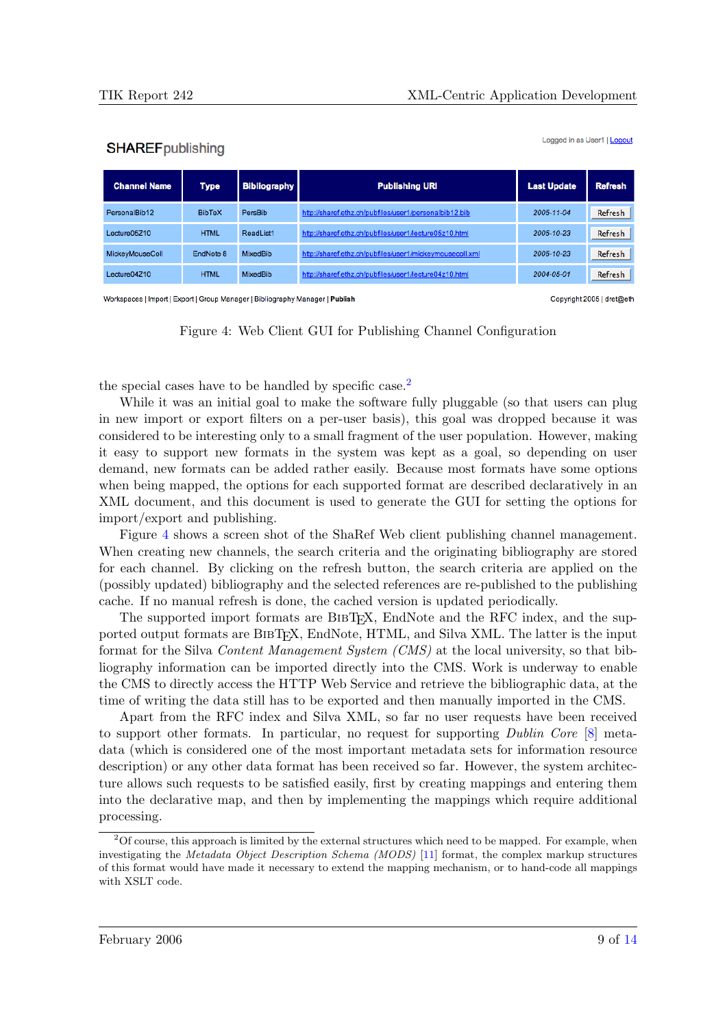SHAREFpublishing

Logged in as User1 | Logout

| Channel Name | Type | Bibliography | Publishing URI | Last Update | Refresh |
|---|---|---|---|---|---|
| PersonalBib12 | BibTeX | PersBib | http://sharef.ethz.ch/pubfiles/user1/personalbib12.bib | 2005-11-04 | Refresh |
| Lecture05Z10 | HTML | ReadList1 | http://sharef.ethz.ch/pubfiles/user1/lecture05z10.html | 2005-10-23 | Refresh |
| MickeyMouseColl | EndNote 8 | MixedBib | http://sharef.ethz.ch/pubfiles/user1/mickeymousecoll.xml | 2005-10-23 | Refresh |
| Lecture04Z10 | HTML | MixedBib | http://sharef.ethz.ch/pubfiles/user1/lecture04z10.html | 2004-05-01 | Refresh |

Workspaces | Import | Export | Group Manager | Bibliography Manager | **Publish**

Copyright 2005 | dret@eth

Figure 4: Web Client GUI for Publishing Channel Configuration

the special cases have to be handled by specific case.[2]

While it was an initial goal to make the software fully pluggable (so that users can plug in new import or export filters on a per-user basis), this goal was dropped because it was considered to be interesting only to a small fragment of the user population. However, making it easy to support new formats in the system was kept as a goal, so depending on user demand, new formats can be added rather easily. Because most formats have some options when being mapped, the options for each supported format are described declaratively in an XML document, and this document is used to generate the GUI for setting the options for import/export and publishing.

Figure 4 shows a screen shot of the ShaRef Web client publishing channel management. When creating new channels, the search criteria and the originating bibliography are stored for each channel. By clicking on the refresh button, the search criteria are applied on the (possibly updated) bibliography and the selected references are re-published to the publishing cache. If no manual refresh is done, the cached version is updated periodically.

The supported import formats are BibTeX, EndNote and the RFC index, and the supported output formats are BibTeX, EndNote, HTML, and Silva XML. The latter is the input format for the Silva *Content Management System (CMS)* at the local university, so that bibliography information can be imported directly into the CMS. Work is underway to enable the CMS to directly access the HTTP Web Service and retrieve the bibliographic data, at the time of writing the data still has to be exported and then manually imported in the CMS.

Apart from the RFC index and Silva XML, so far no user requests have been received to support other formats. In particular, no request for supporting *Dublin Core* [8] metadata (which is considered one of the most important metadata sets for information resource description) or any other data format has been received so far. However, the system architecture allows such requests to be satisfied easily, first by creating mappings and entering them into the declarative map, and then by implementing the mappings which require additional processing.

---

[2] Of course, this approach is limited by the external structures which need to be mapped. For example, when investigating the *Metadata Object Description Schema (MODS)* [11] format, the complex markup structures of this format would have made it necessary to extend the mapping mechanism, or to hand-code all mappings with XSLT code.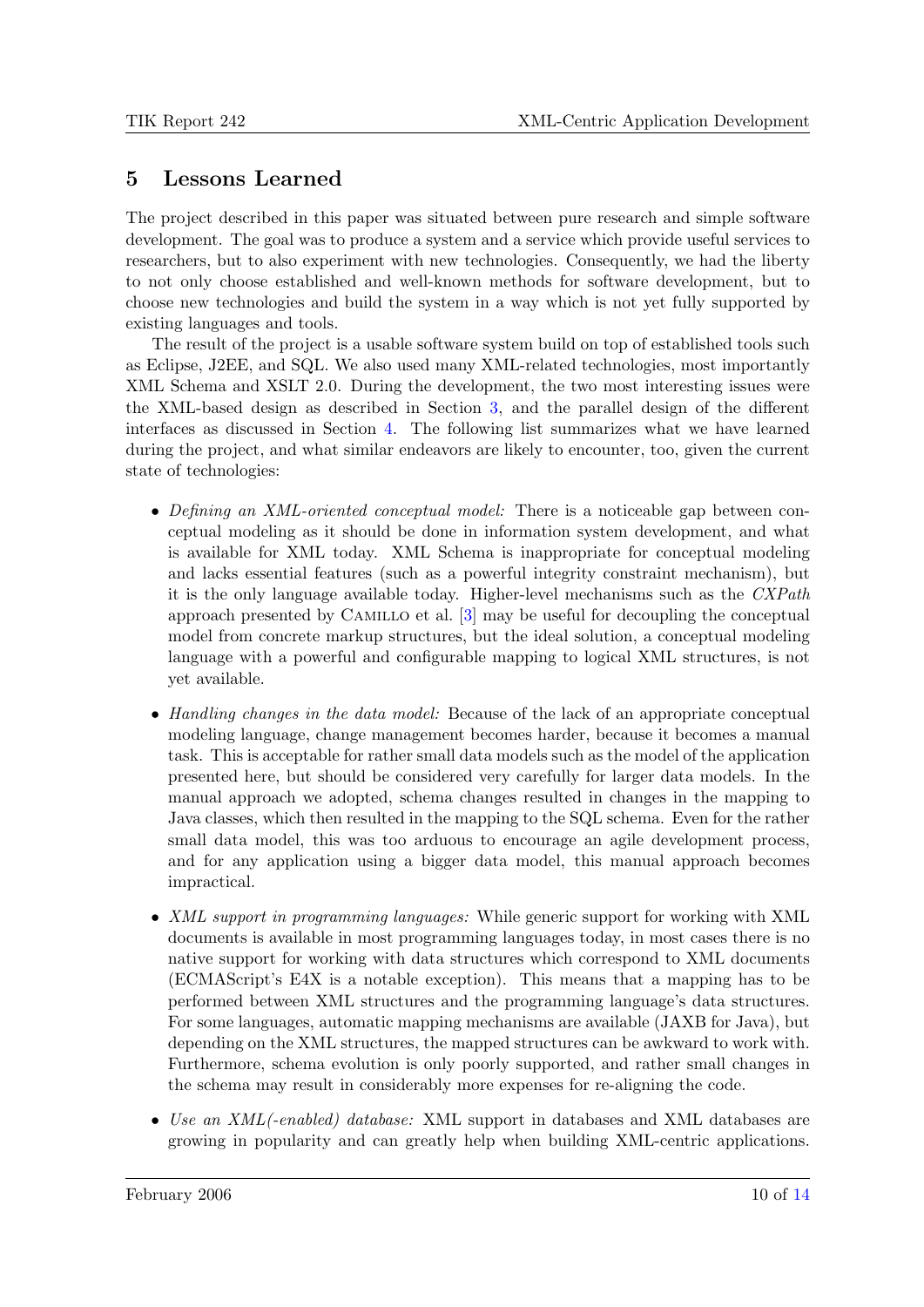# 5 Lessons Learned

The project described in this paper was situated between pure research and simple software development. The goal was to produce a system and a service which provide useful services to researchers, but to also experiment with new technologies. Consequently, we had the liberty to not only choose established and well-known methods for software development, but to choose new technologies and build the system in a way which is not yet fully supported by existing languages and tools.

The result of the project is a usable software system build on top of established tools such as Eclipse, J2EE, and SQL. We also used many XML-related technologies, most importantly XML Schema and XSLT 2.0. During the development, the two most interesting issues were the XML-based design as described in Section 3, and the parallel design of the different interfaces as discussed in Section 4. The following list summarizes what we have learned during the project, and what similar endeavors are likely to encounter, too, given the current state of technologies:

- *Defining an XML-oriented conceptual model:* There is a noticeable gap between conceptual modeling as it should be done in information system development, and what is available for XML today. XML Schema is inappropriate for conceptual modeling and lacks essential features (such as a powerful integrity constraint mechanism), but it is the only language available today. Higher-level mechanisms such as the *CXPath* approach presented by Camillo et al. [3] may be useful for decoupling the conceptual model from concrete markup structures, but the ideal solution, a conceptual modeling language with a powerful and configurable mapping to logical XML structures, is not yet available.

- *Handling changes in the data model:* Because of the lack of an appropriate conceptual modeling language, change management becomes harder, because it becomes a manual task. This is acceptable for rather small data models such as the model of the application presented here, but should be considered very carefully for larger data models. In the manual approach we adopted, schema changes resulted in changes in the mapping to Java classes, which then resulted in the mapping to the SQL schema. Even for the rather small data model, this was too arduous to encourage an agile development process, and for any application using a bigger data model, this manual approach becomes impractical.

- *XML support in programming languages:* While generic support for working with XML documents is available in most programming languages today, in most cases there is no native support for working with data structures which correspond to XML documents (ECMAScript's E4X is a notable exception). This means that a mapping has to be performed between XML structures and the programming language's data structures. For some languages, automatic mapping mechanisms are available (JAXB for Java), but depending on the XML structures, the mapped structures can be awkward to work with. Furthermore, schema evolution is only poorly supported, and rather small changes in the schema may result in considerably more expenses for re-aligning the code.

- *Use an XML(-enabled) database:* XML support in databases and XML databases are growing in popularity and can greatly help when building XML-centric applications.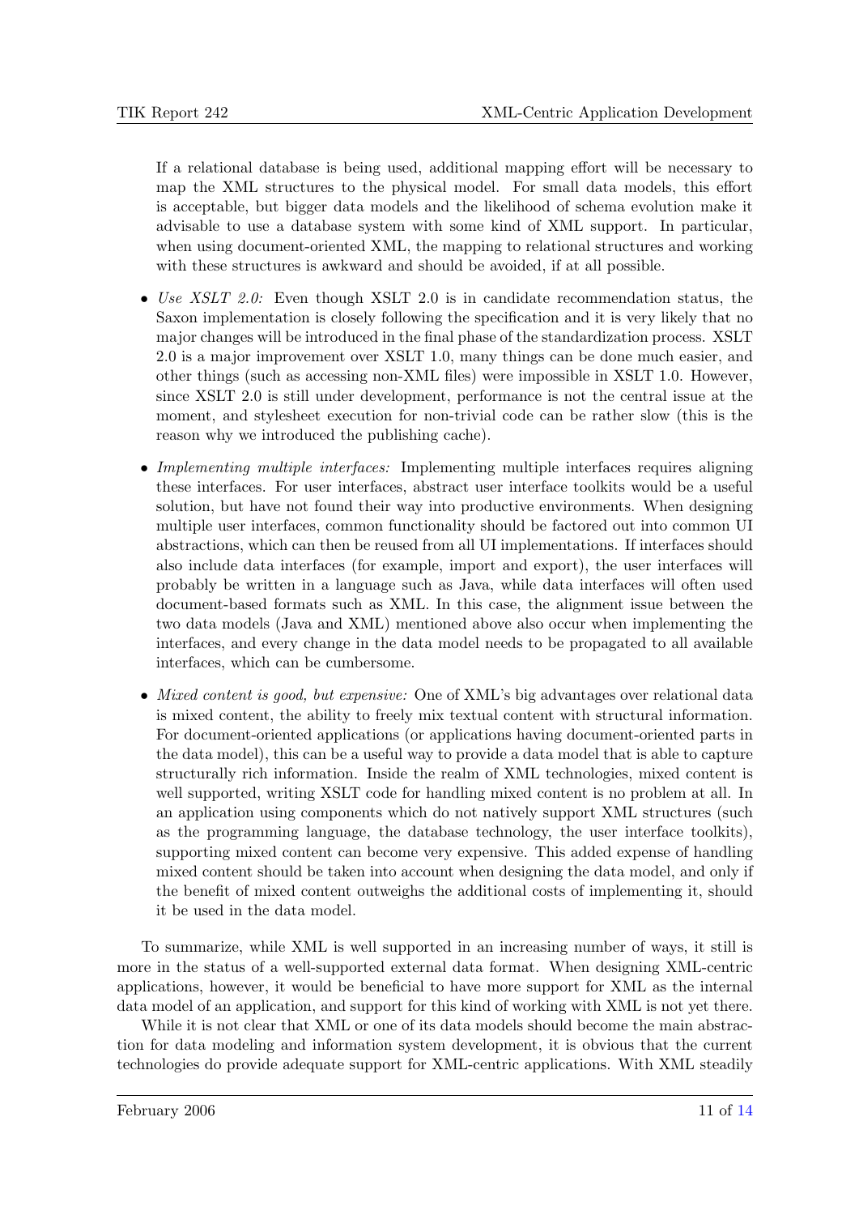If a relational database is being used, additional mapping effort will be necessary to map the XML structures to the physical model. For small data models, this effort is acceptable, but bigger data models and the likelihood of schema evolution make it advisable to use a database system with some kind of XML support. In particular, when using document-oriented XML, the mapping to relational structures and working with these structures is awkward and should be avoided, if at all possible.

- *Use XSLT 2.0:* Even though XSLT 2.0 is in candidate recommendation status, the Saxon implementation is closely following the specification and it is very likely that no major changes will be introduced in the final phase of the standardization process. XSLT 2.0 is a major improvement over XSLT 1.0, many things can be done much easier, and other things (such as accessing non-XML files) were impossible in XSLT 1.0. However, since XSLT 2.0 is still under development, performance is not the central issue at the moment, and stylesheet execution for non-trivial code can be rather slow (this is the reason why we introduced the publishing cache).
- *Implementing multiple interfaces:* Implementing multiple interfaces requires aligning these interfaces. For user interfaces, abstract user interface toolkits would be a useful solution, but have not found their way into productive environments. When designing multiple user interfaces, common functionality should be factored out into common UI abstractions, which can then be reused from all UI implementations. If interfaces should also include data interfaces (for example, import and export), the user interfaces will probably be written in a language such as Java, while data interfaces will often used document-based formats such as XML. In this case, the alignment issue between the two data models (Java and XML) mentioned above also occur when implementing the interfaces, and every change in the data model needs to be propagated to all available interfaces, which can be cumbersome.
- *Mixed content is good, but expensive:* One of XML's big advantages over relational data is mixed content, the ability to freely mix textual content with structural information. For document-oriented applications (or applications having document-oriented parts in the data model), this can be a useful way to provide a data model that is able to capture structurally rich information. Inside the realm of XML technologies, mixed content is well supported, writing XSLT code for handling mixed content is no problem at all. In an application using components which do not natively support XML structures (such as the programming language, the database technology, the user interface toolkits), supporting mixed content can become very expensive. This added expense of handling mixed content should be taken into account when designing the data model, and only if the benefit of mixed content outweighs the additional costs of implementing it, should it be used in the data model.

To summarize, while XML is well supported in an increasing number of ways, it still is more in the status of a well-supported external data format. When designing XML-centric applications, however, it would be beneficial to have more support for XML as the internal data model of an application, and support for this kind of working with XML is not yet there.

While it is not clear that XML or one of its data models should become the main abstraction for data modeling and information system development, it is obvious that the current technologies do provide adequate support for XML-centric applications. With XML steadily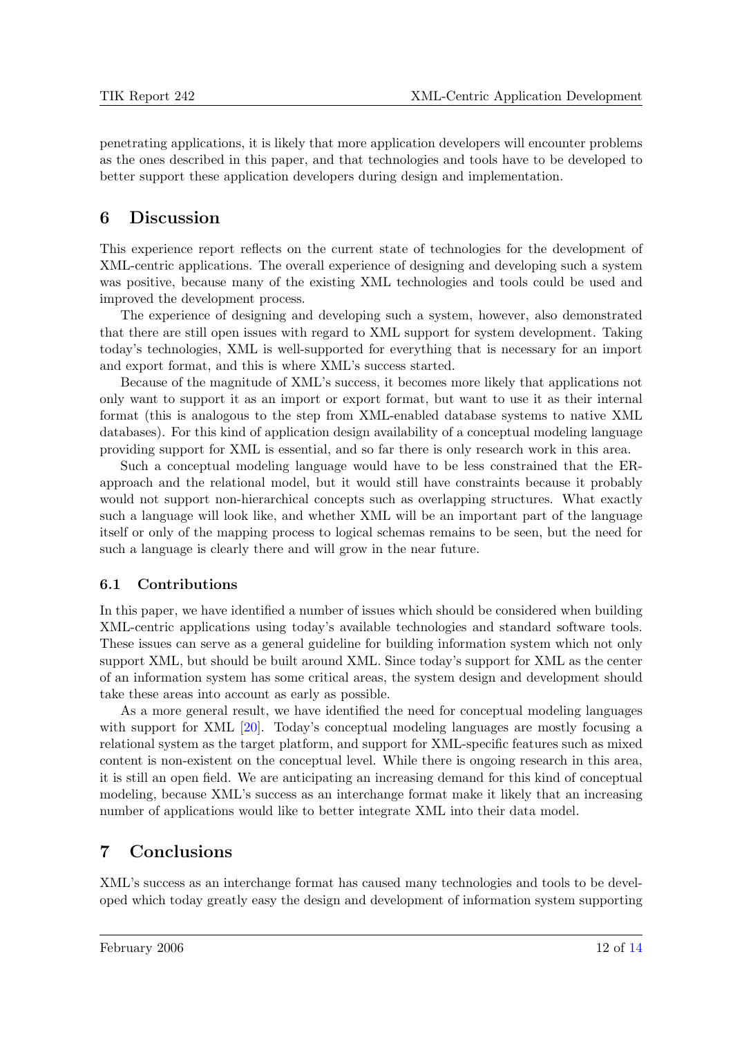penetrating applications, it is likely that more application developers will encounter problems as the ones described in this paper, and that technologies and tools have to be developed to better support these application developers during design and implementation.

# 6 Discussion

This experience report reflects on the current state of technologies for the development of XML-centric applications. The overall experience of designing and developing such a system was positive, because many of the existing XML technologies and tools could be used and improved the development process.

The experience of designing and developing such a system, however, also demonstrated that there are still open issues with regard to XML support for system development. Taking today's technologies, XML is well-supported for everything that is necessary for an import and export format, and this is where XML's success started.

Because of the magnitude of XML's success, it becomes more likely that applications not only want to support it as an import or export format, but want to use it as their internal format (this is analogous to the step from XML-enabled database systems to native XML databases). For this kind of application design availability of a conceptual modeling language providing support for XML is essential, and so far there is only research work in this area.

Such a conceptual modeling language would have to be less constrained that the ER-approach and the relational model, but it would still have constraints because it probably would not support non-hierarchical concepts such as overlapping structures. What exactly such a language will look like, and whether XML will be an important part of the language itself or only of the mapping process to logical schemas remains to be seen, but the need for such a language is clearly there and will grow in the near future.

## 6.1 Contributions

In this paper, we have identified a number of issues which should be considered when building XML-centric applications using today's available technologies and standard software tools. These issues can serve as a general guideline for building information system which not only support XML, but should be built around XML. Since today's support for XML as the center of an information system has some critical areas, the system design and development should take these areas into account as early as possible.

As a more general result, we have identified the need for conceptual modeling languages with support for XML [20]. Today's conceptual modeling languages are mostly focusing a relational system as the target platform, and support for XML-specific features such as mixed content is non-existent on the conceptual level. While there is ongoing research in this area, it is still an open field. We are anticipating an increasing demand for this kind of conceptual modeling, because XML's success as an interchange format make it likely that an increasing number of applications would like to better integrate XML into their data model.

# 7 Conclusions

XML's success as an interchange format has caused many technologies and tools to be developed which today greatly easy the design and development of information system supporting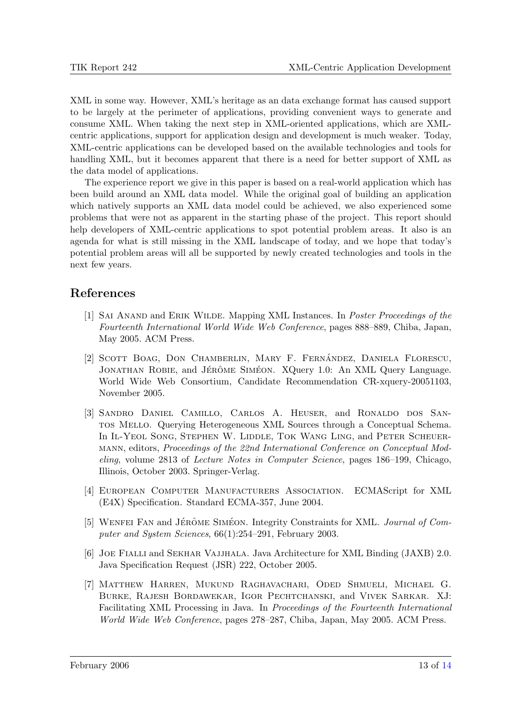XML in some way. However, XML's heritage as an data exchange format has caused support to be largely at the perimeter of applications, providing convenient ways to generate and consume XML. When taking the next step in XML-oriented applications, which are XML-centric applications, support for application design and development is much weaker. Today, XML-centric applications can be developed based on the available technologies and tools for handling XML, but it becomes apparent that there is a need for better support of XML as the data model of applications.

The experience report we give in this paper is based on a real-world application which has been build around an XML data model. While the original goal of building an application which natively supports an XML data model could be achieved, we also experienced some problems that were not as apparent in the starting phase of the project. This report should help developers of XML-centric applications to spot potential problem areas. It also is an agenda for what is still missing in the XML landscape of today, and we hope that today's potential problem areas will all be supported by newly created technologies and tools in the next few years.

## References

[1] Sai Anand and Erik Wilde. Mapping XML Instances. In *Poster Proceedings of the Fourteenth International World Wide Web Conference*, pages 888–889, Chiba, Japan, May 2005. ACM Press.

[2] Scott Boag, Don Chamberlin, Mary F. Fernández, Daniela Florescu, Jonathan Robie, and Jérôme Siméon. XQuery 1.0: An XML Query Language. World Wide Web Consortium, Candidate Recommendation CR-xquery-20051103, November 2005.

[3] Sandro Daniel Camillo, Carlos A. Heuser, and Ronaldo dos Santos Mello. Querying Heterogeneous XML Sources through a Conceptual Schema. In Il-Yeol Song, Stephen W. Liddle, Tok Wang Ling, and Peter Scheuermann, editors, *Proceedings of the 22nd International Conference on Conceptual Modeling*, volume 2813 of *Lecture Notes in Computer Science*, pages 186–199, Chicago, Illinois, October 2003. Springer-Verlag.

[4] European Computer Manufacturers Association. ECMAScript for XML (E4X) Specification. Standard ECMA-357, June 2004.

[5] Wenfei Fan and Jérôme Siméon. Integrity Constraints for XML. *Journal of Computer and System Sciences*, 66(1):254–291, February 2003.

[6] Joe Fialli and Sekhar Vajjhala. Java Architecture for XML Binding (JAXB) 2.0. Java Specification Request (JSR) 222, October 2005.

[7] Matthew Harren, Mukund Raghavachari, Oded Shmueli, Michael G. Burke, Rajesh Bordawekar, Igor Pechtchanski, and Vivek Sarkar. XJ: Facilitating XML Processing in Java. In *Proceedings of the Fourteenth International World Wide Web Conference*, pages 278–287, Chiba, Japan, May 2005. ACM Press.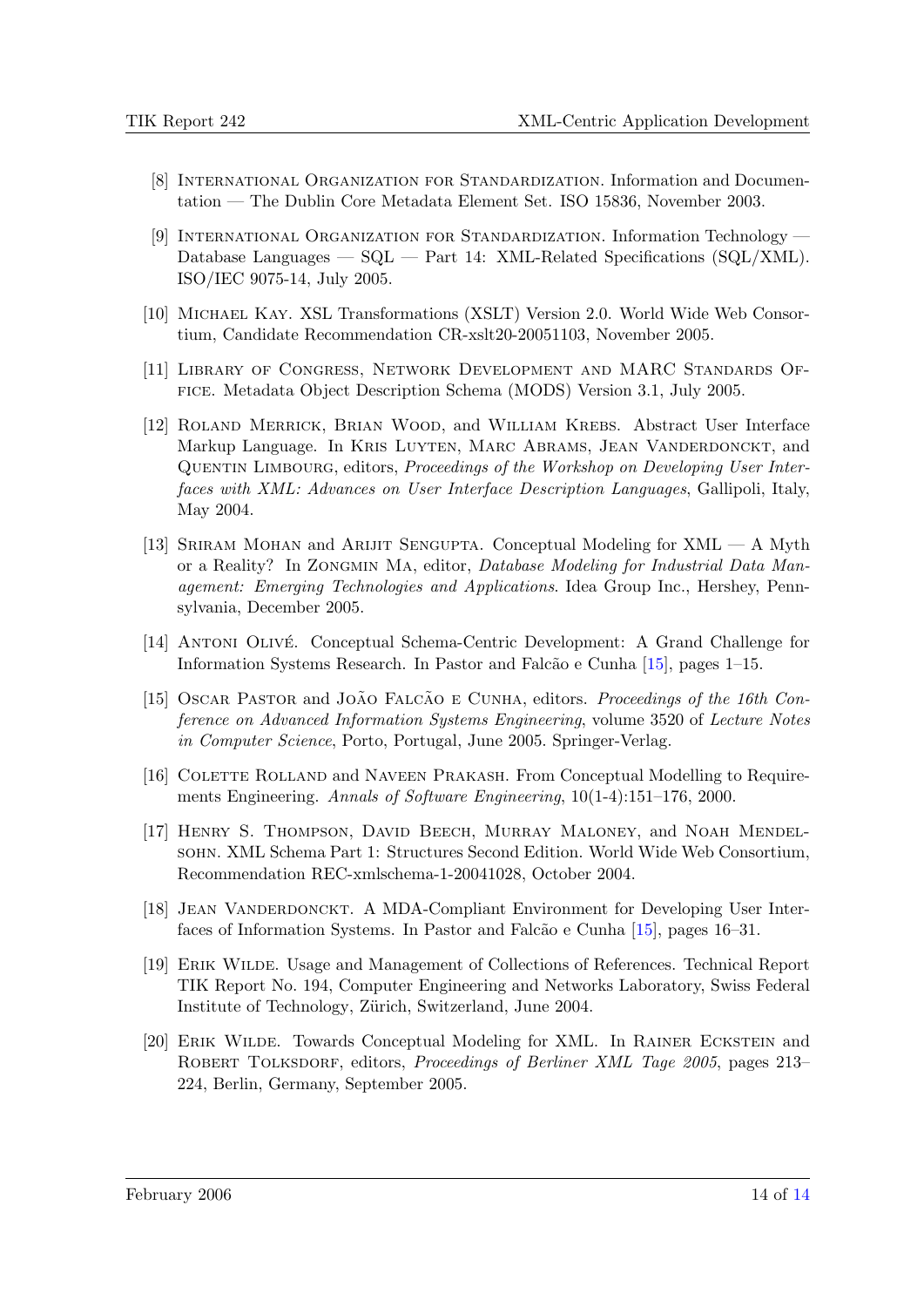[8] International Organization for Standardization. Information and Documentation — The Dublin Core Metadata Element Set. ISO 15836, November 2003.

[9] International Organization for Standardization. Information Technology — Database Languages — SQL — Part 14: XML-Related Specifications (SQL/XML). ISO/IEC 9075-14, July 2005.

[10] Michael Kay. XSL Transformations (XSLT) Version 2.0. World Wide Web Consortium, Candidate Recommendation CR-xslt20-20051103, November 2005.

[11] Library of Congress, Network Development and MARC Standards Office. Metadata Object Description Schema (MODS) Version 3.1, July 2005.

[12] Roland Merrick, Brian Wood, and William Krebs. Abstract User Interface Markup Language. In Kris Luyten, Marc Abrams, Jean Vanderdonckt, and Quentin Limbourg, editors, *Proceedings of the Workshop on Developing User Interfaces with XML: Advances on User Interface Description Languages*, Gallipoli, Italy, May 2004.

[13] Sriram Mohan and Arijit Sengupta. Conceptual Modeling for XML — A Myth or a Reality? In Zongmin Ma, editor, *Database Modeling for Industrial Data Management: Emerging Technologies and Applications*. Idea Group Inc., Hershey, Pennsylvania, December 2005.

[14] Antoni Olivé. Conceptual Schema-Centric Development: A Grand Challenge for Information Systems Research. In Pastor and Falcão e Cunha [15], pages 1–15.

[15] Oscar Pastor and João Falcão e Cunha, editors. *Proceedings of the 16th Conference on Advanced Information Systems Engineering*, volume 3520 of *Lecture Notes in Computer Science*, Porto, Portugal, June 2005. Springer-Verlag.

[16] Colette Rolland and Naveen Prakash. From Conceptual Modelling to Requirements Engineering. *Annals of Software Engineering*, 10(1-4):151–176, 2000.

[17] Henry S. Thompson, David Beech, Murray Maloney, and Noah Mendelsohn. XML Schema Part 1: Structures Second Edition. World Wide Web Consortium, Recommendation REC-xmlschema-1-20041028, October 2004.

[18] Jean Vanderdonckt. A MDA-Compliant Environment for Developing User Interfaces of Information Systems. In Pastor and Falcão e Cunha [15], pages 16–31.

[19] Erik Wilde. Usage and Management of Collections of References. Technical Report TIK Report No. 194, Computer Engineering and Networks Laboratory, Swiss Federal Institute of Technology, Zürich, Switzerland, June 2004.

[20] Erik Wilde. Towards Conceptual Modeling for XML. In Rainer Eckstein and Robert Tolksdorf, editors, *Proceedings of Berliner XML Tage 2005*, pages 213–224, Berlin, Germany, September 2005.